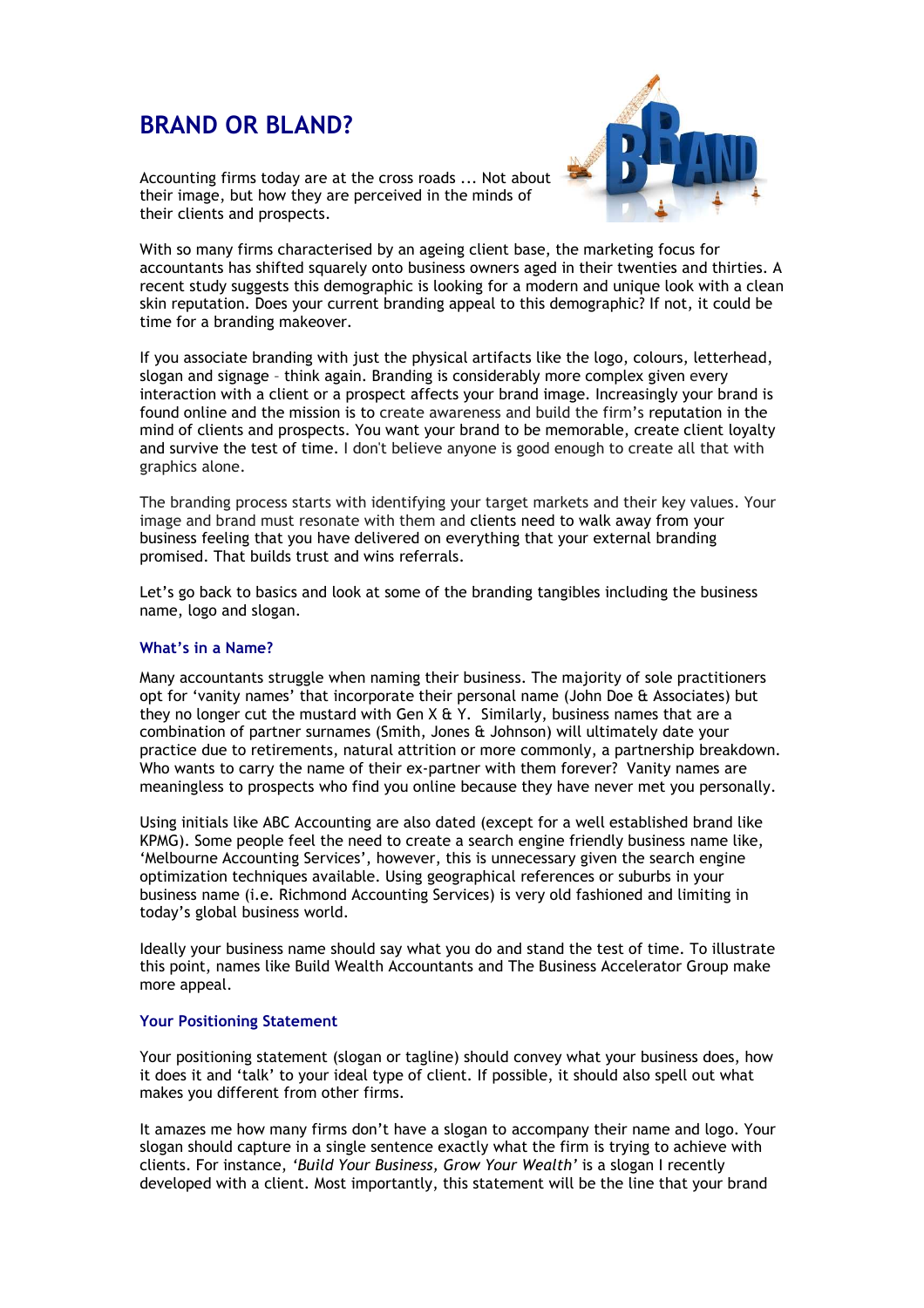# BRAND OR BLAND?

Accounting firms today are at the cross roads ... Not about their image, but how they are perceived in the minds of their clients and prospects.

With so many firms characterised by an ageing client base, the marketing focus for accountants has shifted squarely onto business owners aged in their twenties and thirties. A recent study suggests this demographic is looking for a modern and unique look with a clean skin reputation. Does your current branding appeal to this demographic? If not, it could be time for a branding makeover.

If you associate branding with just the physical artifacts like the logo, colours, letterhead, slogan and signage – think again. Branding is considerably more complex given every interaction with a client or a prospect affects your brand image. Increasingly your brand is found online and the mission is to create awareness and build the firm's reputation in the mind of clients and prospects. You want your brand to be memorable, create client loyalty and survive the test of time. I don't believe anyone is good enough to create all that with graphics alone.

The branding process starts with identifying your target markets and their key values. Your image and brand must resonate with them and clients need to walk away from your business feeling that you have delivered on everything that your external branding promised. That builds trust and wins referrals.

Let's go back to basics and look at some of the branding tangibles including the business name, logo and slogan.

### What's in a Name?

Many accountants struggle when naming their business. The majority of sole practitioners opt for 'vanity names' that incorporate their personal name (John Doe & Associates) but they no longer cut the mustard with Gen X & Y. Similarly, business names that are a combination of partner surnames (Smith, Jones & Johnson) will ultimately date your practice due to retirements, natural attrition or more commonly, a partnership breakdown. Who wants to carry the name of their ex-partner with them forever? Vanity names are meaningless to prospects who find you online because they have never met you personally.

Using initials like ABC Accounting are also dated (except for a well established brand like KPMG). Some people feel the need to create a search engine friendly business name like, 'Melbourne Accounting Services', however, this is unnecessary given the search engine optimization techniques available. Using geographical references or suburbs in your business name (i.e. Richmond Accounting Services) is very old fashioned and limiting in today's global business world.

Ideally your business name should say what you do and stand the test of time. To illustrate this point, names like Build Wealth Accountants and The Business Accelerator Group make more appeal.

### Your Positioning Statement

Your positioning statement (slogan or tagline) should convey what your business does, how it does it and 'talk' to your ideal type of client. If possible, it should also spell out what makes you different from other firms.

It amazes me how many firms don't have a slogan to accompany their name and logo. Your slogan should capture in a single sentence exactly what the firm is trying to achieve with clients. For instance, *'Build Your Business, Grow Your Wealth'* is a slogan I recently developed with a client. Most importantly, this statement will be the line that your brand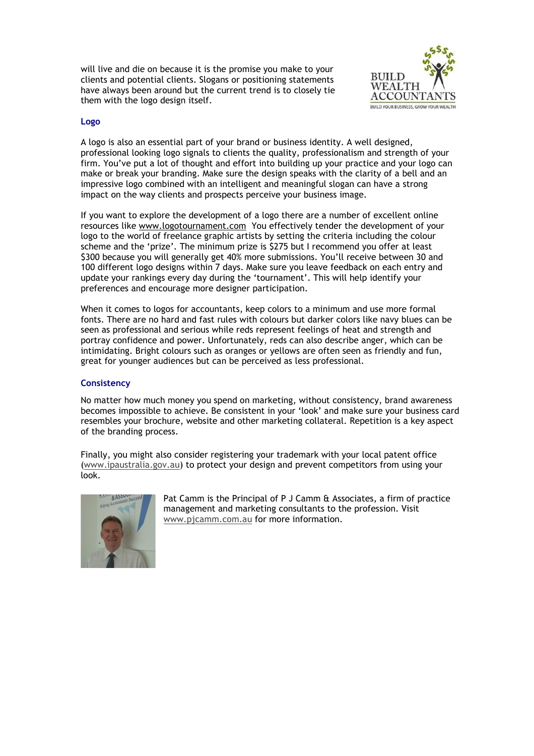will live and die on because it is the promise you make to your clients and potential clients. Slogans or positioning statements have always been around but the current trend is to closely tie them with the logo design itself.

BUILD WEALTH ACCOUNTANTS
BUILD YOUR BUSINESS, GROW YOUR WEALTH

### Logo

A logo is also an essential part of your brand or business identity. A well designed, professional looking logo signals to clients the quality, professionalism and strength of your firm. You've put a lot of thought and effort into building up your practice and your logo can make or break your branding. Make sure the design speaks with the clarity of a bell and an impressive logo combined with an intelligent and meaningful slogan can have a strong impact on the way clients and prospects perceive your business image.

If you want to explore the development of a logo there are a number of excellent online resources like www.logotournament.com You effectively tender the development of your logo to the world of freelance graphic artists by setting the criteria including the colour scheme and the 'prize'. The minimum prize is $275 but I recommend you offer at least $300 because you will generally get 40% more submissions. You'll receive between 30 and 100 different logo designs within 7 days. Make sure you leave feedback on each entry and update your rankings every day during the 'tournament'. This will help identify your preferences and encourage more designer participation.

When it comes to logos for accountants, keep colors to a minimum and use more formal fonts. There are no hard and fast rules with colours but darker colors like navy blues can be seen as professional and serious while reds represent feelings of heat and strength and portray confidence and power. Unfortunately, reds can also describe anger, which can be intimidating. Bright colours such as oranges or yellows are often seen as friendly and fun, great for younger audiences but can be perceived as less professional.

### Consistency

No matter how much money you spend on marketing, without consistency, brand awareness becomes impossible to achieve. Be consistent in your 'look' and make sure your business card resembles your brochure, website and other marketing collateral. Repetition is a key aspect of the branding process.

Finally, you might also consider registering your trademark with your local patent office (www.ipaustralia.gov.au) to protect your design and prevent competitors from using your look.

Pat Camm is the Principal of P J Camm & Associates, a firm of practice management and marketing consultants to the profession. Visit www.pjcamm.com.au for more information.